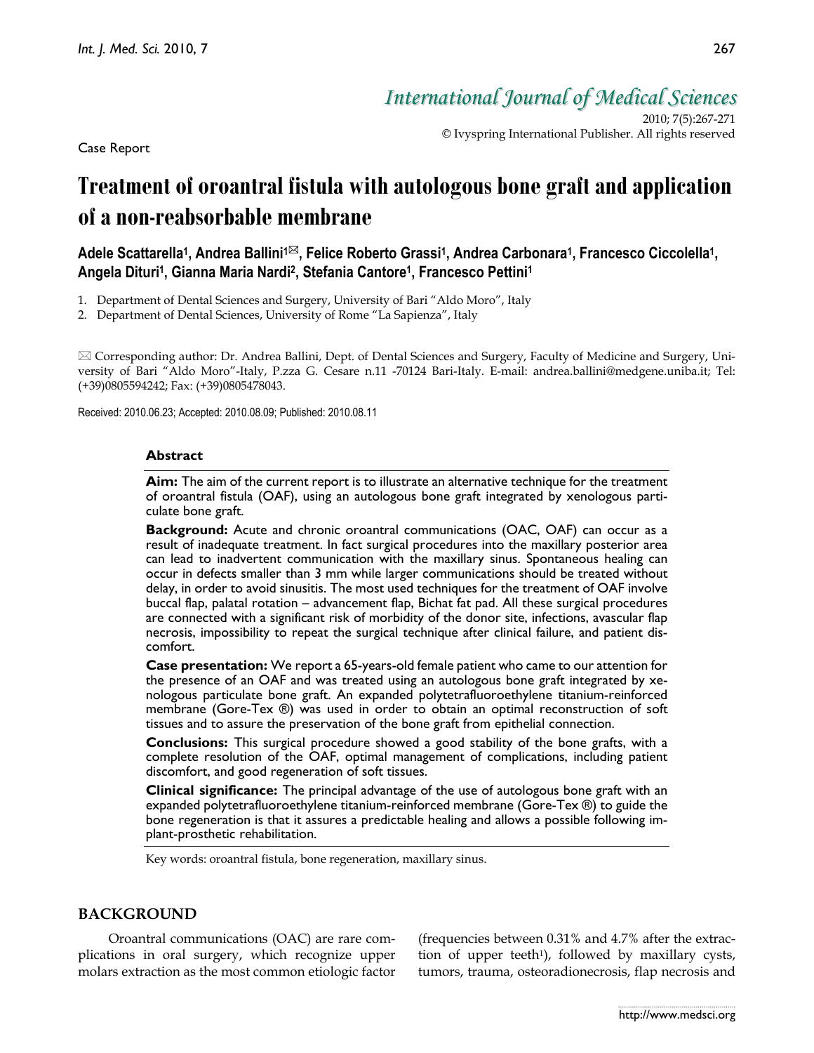Case Report

# Treatment of oroantral fistula with autologous bone graft and application of a non-reabsorbable membrane

**Adele Scattarella[1], Andrea Ballini[1]✉, Felice Roberto Grassi[1], Andrea Carbonara[1], Francesco Ciccolella[1], Angela Dituri[1], Gianna Maria Nardi[2], Stefania Cantore[1], Francesco Pettini[1]**

1. Department of Dental Sciences and Surgery, University of Bari "Aldo Moro", Italy
2. Department of Dental Sciences, University of Rome "La Sapienza", Italy

✉ Corresponding author: Dr. Andrea Ballini, Dept. of Dental Sciences and Surgery, Faculty of Medicine and Surgery, University of Bari "Aldo Moro"-Italy, P.zza G. Cesare n.11 -70124 Bari-Italy. E-mail: andrea.ballini@medgene.uniba.it; Tel: (+39)0805594242; Fax: (+39)0805478043.

Received: 2010.06.23; Accepted: 2010.08.09; Published: 2010.08.11

## Abstract

**Aim:** The aim of the current report is to illustrate an alternative technique for the treatment of oroantral fistula (OAF), using an autologous bone graft integrated by xenologous particulate bone graft.

**Background:** Acute and chronic oroantral communications (OAC, OAF) can occur as a result of inadequate treatment. In fact surgical procedures into the maxillary posterior area can lead to inadvertent communication with the maxillary sinus. Spontaneous healing can occur in defects smaller than 3 mm while larger communications should be treated without delay, in order to avoid sinusitis. The most used techniques for the treatment of OAF involve buccal flap, palatal rotation – advancement flap, Bichat fat pad. All these surgical procedures are connected with a significant risk of morbidity of the donor site, infections, avascular flap necrosis, impossibility to repeat the surgical technique after clinical failure, and patient discomfort.

**Case presentation:** We report a 65-years-old female patient who came to our attention for the presence of an OAF and was treated using an autologous bone graft integrated by xenologous particulate bone graft. An expanded polytetrafluoroethylene titanium-reinforced membrane (Gore-Tex ®) was used in order to obtain an optimal reconstruction of soft tissues and to assure the preservation of the bone graft from epithelial connection.

**Conclusions:** This surgical procedure showed a good stability of the bone grafts, with a complete resolution of the OAF, optimal management of complications, including patient discomfort, and good regeneration of soft tissues.

**Clinical significance:** The principal advantage of the use of autologous bone graft with an expanded polytetrafluoroethylene titanium-reinforced membrane (Gore-Tex ®) to guide the bone regeneration is that it assures a predictable healing and allows a possible following implant-prosthetic rehabilitation.

Key words: oroantral fistula, bone regeneration, maxillary sinus.

## BACKGROUND

Oroantral communications (OAC) are rare complications in oral surgery, which recognize upper molars extraction as the most common etiologic factor (frequencies between 0.31% and 4.7% after the extraction of upper teeth[1]), followed by maxillary cysts, tumors, trauma, osteoradionecrosis, flap necrosis and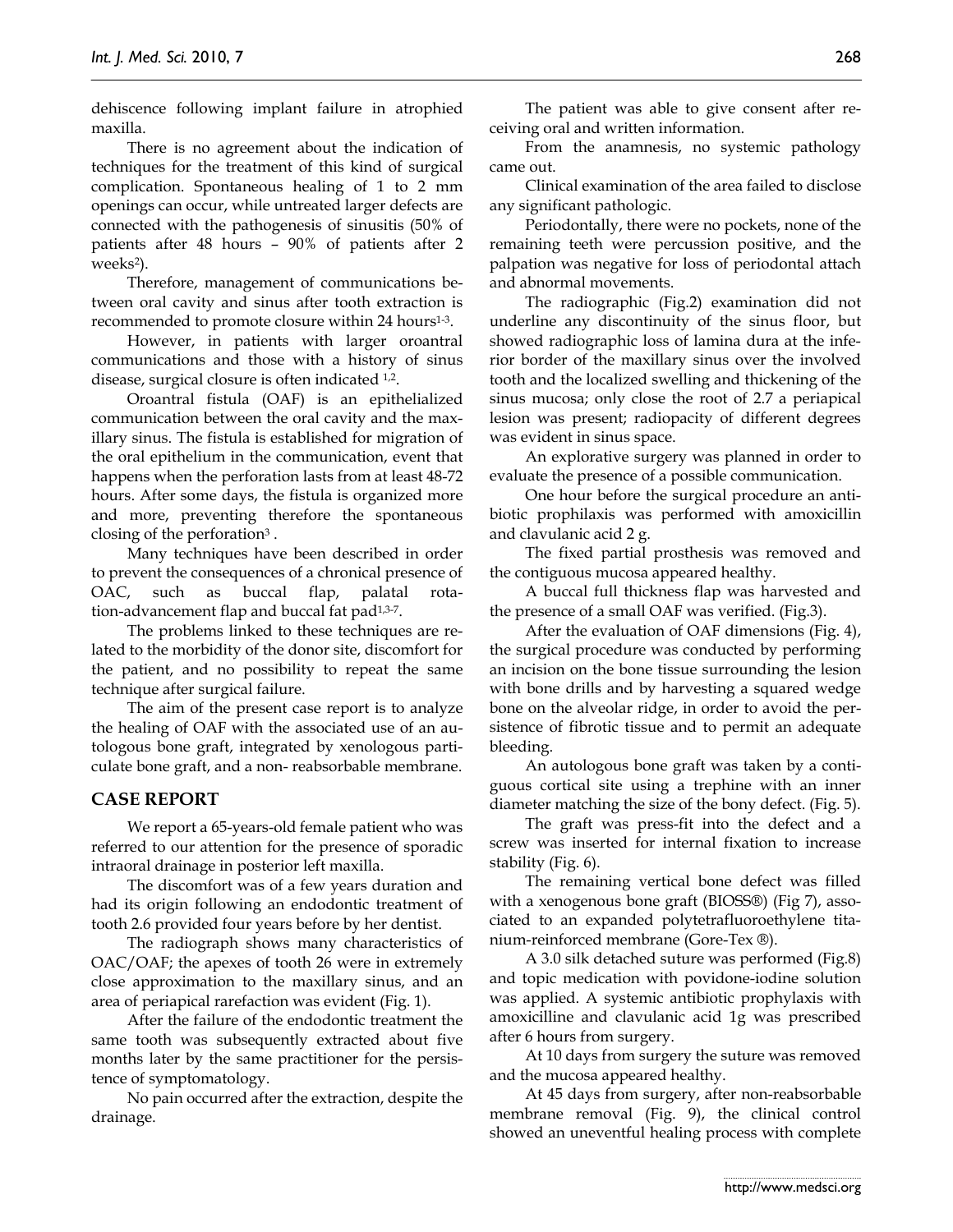dehiscence following implant failure in atrophied maxilla.

There is no agreement about the indication of techniques for the treatment of this kind of surgical complication. Spontaneous healing of 1 to 2 mm openings can occur, while untreated larger defects are connected with the pathogenesis of sinusitis (50% of patients after 48 hours – 90% of patients after 2 weeks[2]).

Therefore, management of communications between oral cavity and sinus after tooth extraction is recommended to promote closure within 24 hours[1-3].

However, in patients with larger oroantral communications and those with a history of sinus disease, surgical closure is often indicated [1,2].

Oroantral fistula (OAF) is an epithelialized communication between the oral cavity and the maxillary sinus. The fistula is established for migration of the oral epithelium in the communication, event that happens when the perforation lasts from at least 48-72 hours. After some days, the fistula is organized more and more, preventing therefore the spontaneous closing of the perforation[3] .

Many techniques have been described in order to prevent the consequences of a chronical presence of OAC, such as buccal flap, palatal rotation-advancement flap and buccal fat pad[1,3-7].

The problems linked to these techniques are related to the morbidity of the donor site, discomfort for the patient, and no possibility to repeat the same technique after surgical failure.

The aim of the present case report is to analyze the healing of OAF with the associated use of an autologous bone graft, integrated by xenologous particulate bone graft, and a non- reabsorbable membrane.

## CASE REPORT

We report a 65-years-old female patient who was referred to our attention for the presence of sporadic intraoral drainage in posterior left maxilla.

The discomfort was of a few years duration and had its origin following an endodontic treatment of tooth 2.6 provided four years before by her dentist.

The radiograph shows many characteristics of OAC/OAF; the apexes of tooth 26 were in extremely close approximation to the maxillary sinus, and an area of periapical rarefaction was evident (Fig. 1).

After the failure of the endodontic treatment the same tooth was subsequently extracted about five months later by the same practitioner for the persistence of symptomatology.

No pain occurred after the extraction, despite the drainage.

The patient was able to give consent after receiving oral and written information.

From the anamnesis, no systemic pathology came out.

Clinical examination of the area failed to disclose any significant pathologic.

Periodontally, there were no pockets, none of the remaining teeth were percussion positive, and the palpation was negative for loss of periodontal attach and abnormal movements.

The radiographic (Fig.2) examination did not underline any discontinuity of the sinus floor, but showed radiographic loss of lamina dura at the inferior border of the maxillary sinus over the involved tooth and the localized swelling and thickening of the sinus mucosa; only close the root of 2.7 a periapical lesion was present; radiopacity of different degrees was evident in sinus space.

An explorative surgery was planned in order to evaluate the presence of a possible communication.

One hour before the surgical procedure an antibiotic prophilaxis was performed with amoxicillin and clavulanic acid 2 g.

The fixed partial prosthesis was removed and the contiguous mucosa appeared healthy.

A buccal full thickness flap was harvested and the presence of a small OAF was verified. (Fig.3).

After the evaluation of OAF dimensions (Fig. 4), the surgical procedure was conducted by performing an incision on the bone tissue surrounding the lesion with bone drills and by harvesting a squared wedge bone on the alveolar ridge, in order to avoid the persistence of fibrotic tissue and to permit an adequate bleeding.

An autologous bone graft was taken by a contiguous cortical site using a trephine with an inner diameter matching the size of the bony defect. (Fig. 5).

The graft was press-fit into the defect and a screw was inserted for internal fixation to increase stability (Fig. 6).

The remaining vertical bone defect was filled with a xenogenous bone graft (BIOSS®) (Fig 7), associated to an expanded polytetrafluoroethylene titanium-reinforced membrane (Gore-Tex ®).

A 3.0 silk detached suture was performed (Fig.8) and topic medication with povidone-iodine solution was applied. A systemic antibiotic prophylaxis with amoxicilline and clavulanic acid 1g was prescribed after 6 hours from surgery.

At 10 days from surgery the suture was removed and the mucosa appeared healthy.

At 45 days from surgery, after non-reabsorbable membrane removal (Fig. 9), the clinical control showed an uneventful healing process with complete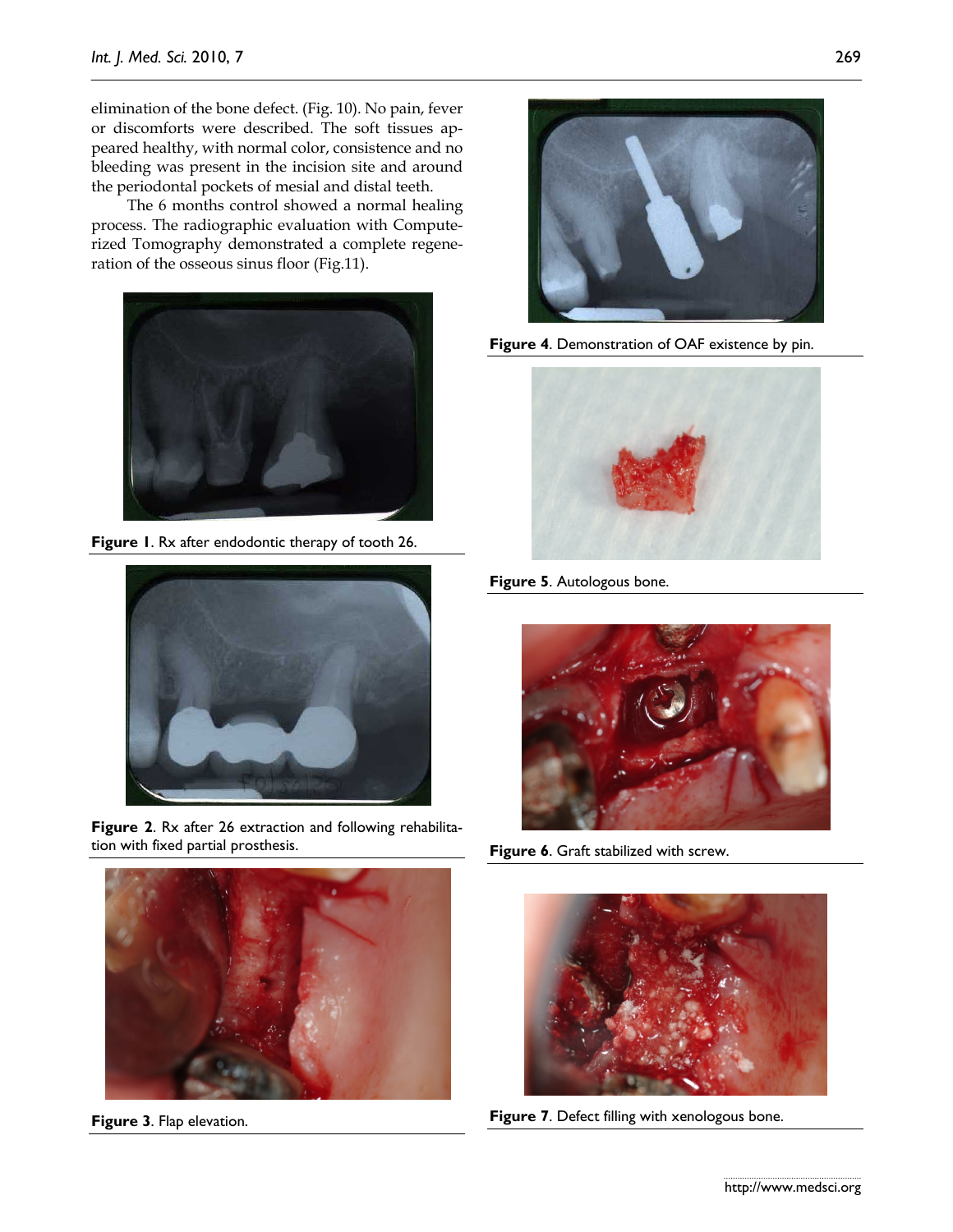elimination of the bone defect. (Fig. 10). No pain, fever or discomforts were described. The soft tissues appeared healthy, with normal color, consistence and no bleeding was present in the incision site and around the periodontal pockets of mesial and distal teeth.

The 6 months control showed a normal healing process. The radiographic evaluation with Computerized Tomography demonstrated a complete regeneration of the osseous sinus floor (Fig.11).

**Figure 1**. Rx after endodontic therapy of tooth 26.

**Figure 2**. Rx after 26 extraction and following rehabilitation with fixed partial prosthesis.

**Figure 3**. Flap elevation.

**Figure 4**. Demonstration of OAF existence by pin.

**Figure 5**. Autologous bone.

**Figure 6**. Graft stabilized with screw.

**Figure 7**. Defect filling with xenologous bone.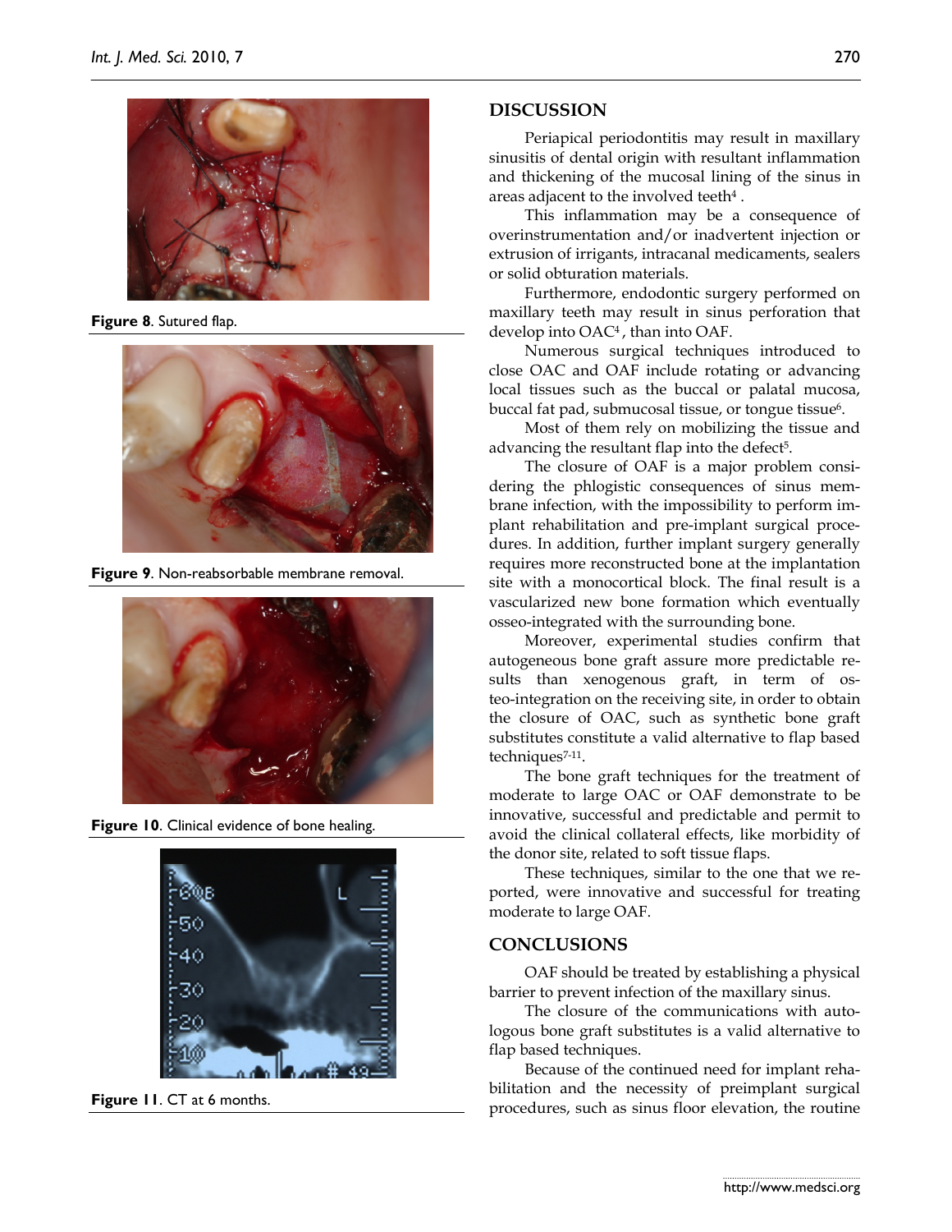Figure 8. Sutured flap.

Figure 9. Non-reabsorbable membrane removal.

Figure 10. Clinical evidence of bone healing.

Figure 11. CT at 6 months.

## DISCUSSION

Periapical periodontitis may result in maxillary sinusitis of dental origin with resultant inflammation and thickening of the mucosal lining of the sinus in areas adjacent to the involved teeth[4] .

This inflammation may be a consequence of overinstrumentation and/or inadvertent injection or extrusion of irrigants, intracanal medicaments, sealers or solid obturation materials.

Furthermore, endodontic surgery performed on maxillary teeth may result in sinus perforation that develop into OAC[4] , than into OAF.

Numerous surgical techniques introduced to close OAC and OAF include rotating or advancing local tissues such as the buccal or palatal mucosa, buccal fat pad, submucosal tissue, or tongue tissue[6].

Most of them rely on mobilizing the tissue and advancing the resultant flap into the defect[5].

The closure of OAF is a major problem considering the phlogistic consequences of sinus membrane infection, with the impossibility to perform implant rehabilitation and pre-implant surgical procedures. In addition, further implant surgery generally requires more reconstructed bone at the implantation site with a monocortical block. The final result is a vascularized new bone formation which eventually osseo-integrated with the surrounding bone.

Moreover, experimental studies confirm that autogeneous bone graft assure more predictable results than xenogenous graft, in term of osteo-integration on the receiving site, in order to obtain the closure of OAC, such as synthetic bone graft substitutes constitute a valid alternative to flap based techniques[7-11].

The bone graft techniques for the treatment of moderate to large OAC or OAF demonstrate to be innovative, successful and predictable and permit to avoid the clinical collateral effects, like morbidity of the donor site, related to soft tissue flaps.

These techniques, similar to the one that we reported, were innovative and successful for treating moderate to large OAF.

## CONCLUSIONS

OAF should be treated by establishing a physical barrier to prevent infection of the maxillary sinus.

The closure of the communications with autologous bone graft substitutes is a valid alternative to flap based techniques.

Because of the continued need for implant rehabilitation and the necessity of preimplant surgical procedures, such as sinus floor elevation, the routine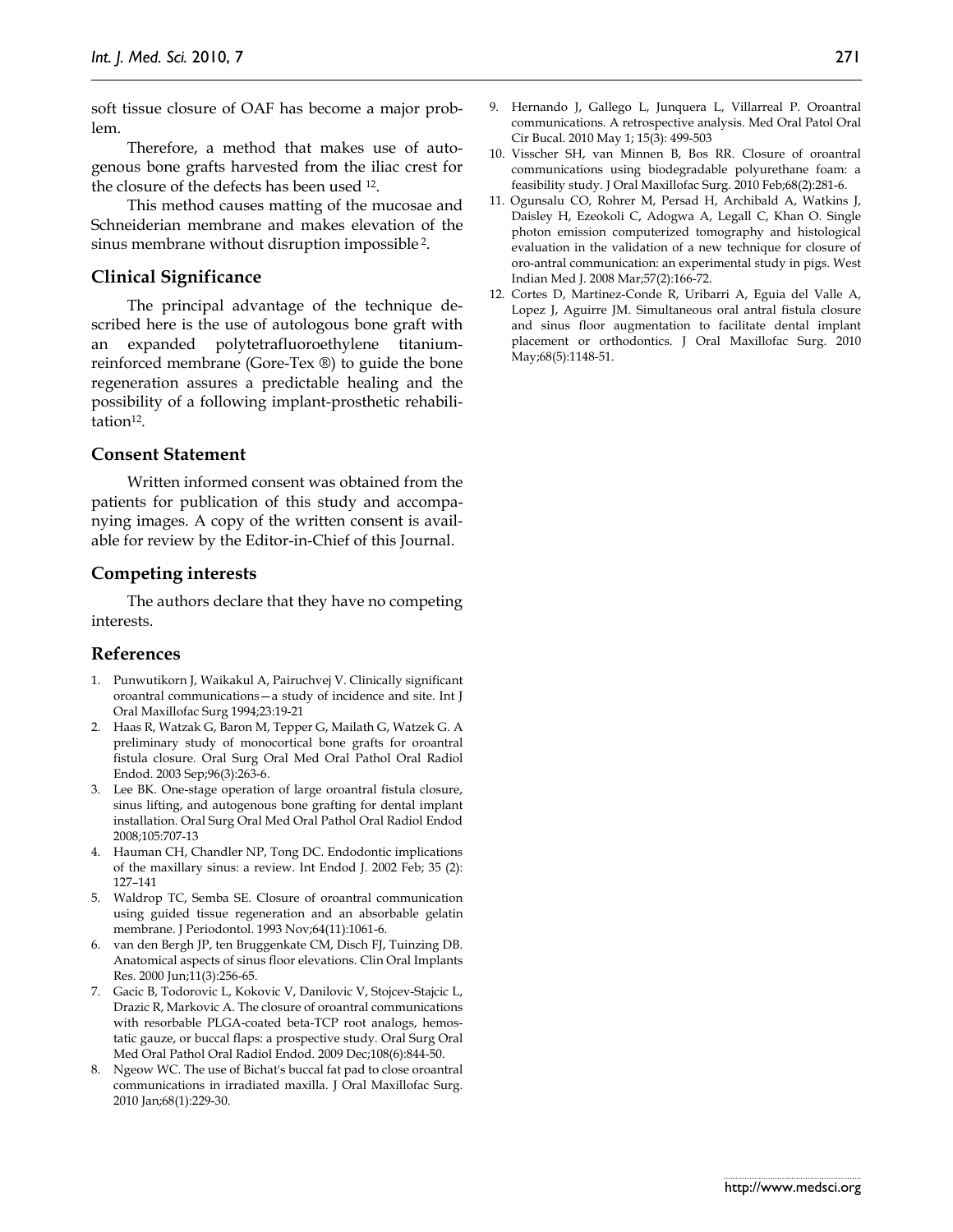soft tissue closure of OAF has become a major problem.

Therefore, a method that makes use of autogenous bone grafts harvested from the iliac crest for the closure of the defects has been used [12].

This method causes matting of the mucosae and Schneiderian membrane and makes elevation of the sinus membrane without disruption impossible [2].

## Clinical Significance

The principal advantage of the technique described here is the use of autologous bone graft with an expanded polytetrafluoroethylene titanium-reinforced membrane (Gore-Tex ®) to guide the bone regeneration assures a predictable healing and the possibility of a following implant-prosthetic rehabilitation[12].

## Consent Statement

Written informed consent was obtained from the patients for publication of this study and accompanying images. A copy of the written consent is available for review by the Editor-in-Chief of this Journal.

## Competing interests

The authors declare that they have no competing interests.

## References

1. Punwutikorn J, Waikakul A, Pairuchvej V. Clinically significant oroantral communications—a study of incidence and site. Int J Oral Maxillofac Surg 1994;23:19-21
2. Haas R, Watzak G, Baron M, Tepper G, Mailath G, Watzek G. A preliminary study of monocortical bone grafts for oroantral fistula closure. Oral Surg Oral Med Oral Pathol Oral Radiol Endod. 2003 Sep;96(3):263-6.
3. Lee BK. One-stage operation of large oroantral fistula closure, sinus lifting, and autogenous bone grafting for dental implant installation. Oral Surg Oral Med Oral Pathol Oral Radiol Endod 2008;105:707-13
4. Hauman CH, Chandler NP, Tong DC. Endodontic implications of the maxillary sinus: a review. Int Endod J. 2002 Feb; 35 (2): 127–141
5. Waldrop TC, Semba SE. Closure of oroantral communication using guided tissue regeneration and an absorbable gelatin membrane. J Periodontol. 1993 Nov;64(11):1061-6.
6. van den Bergh JP, ten Bruggenkate CM, Disch FJ, Tuinzing DB. Anatomical aspects of sinus floor elevations. Clin Oral Implants Res. 2000 Jun;11(3):256-65.
7. Gacic B, Todorovic L, Kokovic V, Danilovic V, Stojcev-Stajcic L, Drazic R, Markovic A. The closure of oroantral communications with resorbable PLGA-coated beta-TCP root analogs, hemostatic gauze, or buccal flaps: a prospective study. Oral Surg Oral Med Oral Pathol Oral Radiol Endod. 2009 Dec;108(6):844-50.
8. Ngeow WC. The use of Bichat's buccal fat pad to close oroantral communications in irradiated maxilla. J Oral Maxillofac Surg. 2010 Jan;68(1):229-30.
9. Hernando J, Gallego L, Junquera L, Villarreal P. Oroantral communications. A retrospective analysis. Med Oral Patol Oral Cir Bucal. 2010 May 1; 15(3): 499-503
10. Visscher SH, van Minnen B, Bos RR. Closure of oroantral communications using biodegradable polyurethane foam: a feasibility study. J Oral Maxillofac Surg. 2010 Feb;68(2):281-6.
11. Ogunsalu CO, Rohrer M, Persad H, Archibald A, Watkins J, Daisley H, Ezeokoli C, Adogwa A, Legall C, Khan O. Single photon emission computerized tomography and histological evaluation in the validation of a new technique for closure of oro-antral communication: an experimental study in pigs. West Indian Med J. 2008 Mar;57(2):166-72.
12. Cortes D, Martinez-Conde R, Uribarri A, Eguia del Valle A, Lopez J, Aguirre JM. Simultaneous oral antral fistula closure and sinus floor augmentation to facilitate dental implant placement or orthodontics. J Oral Maxillofac Surg. 2010 May;68(5):1148-51.